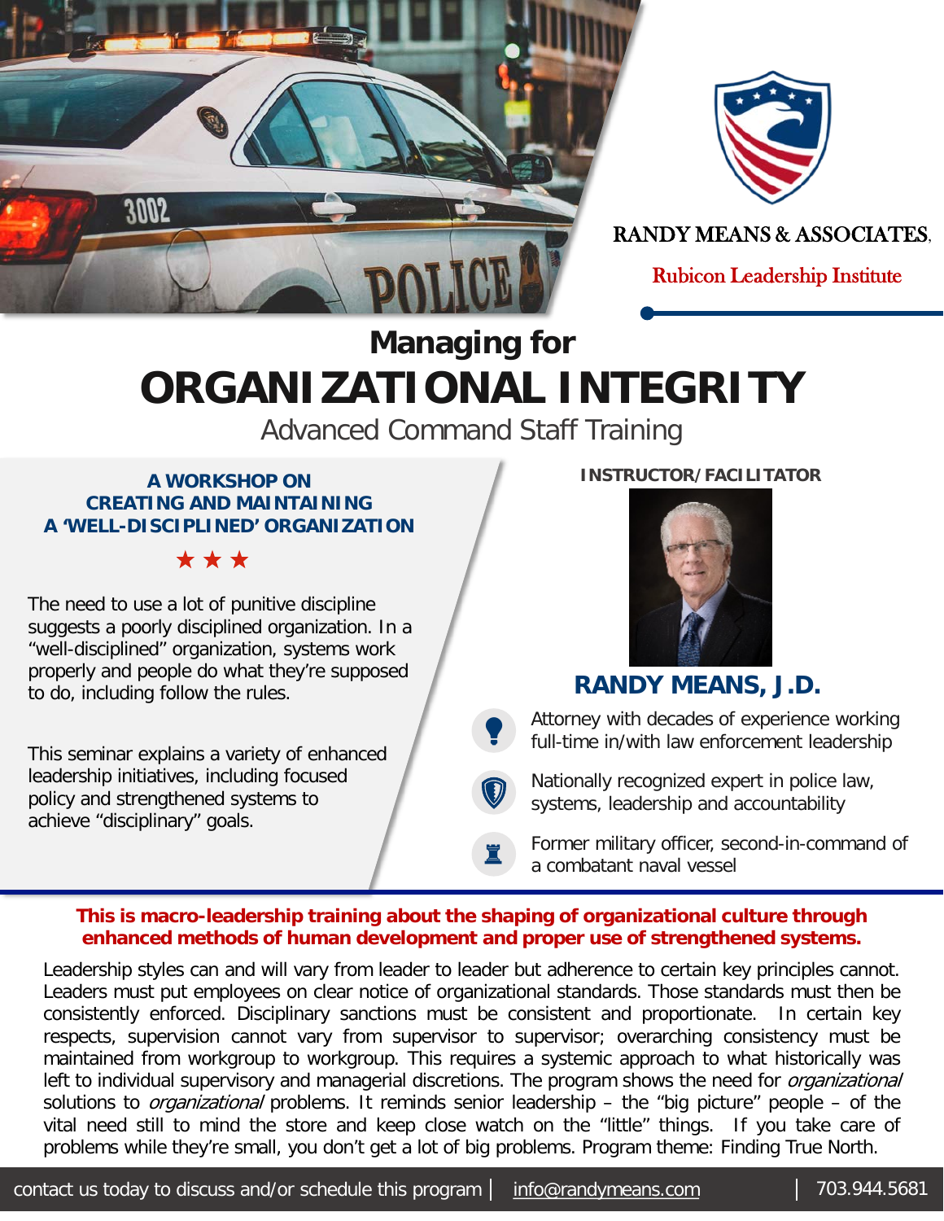RANDY MEANS & ASSOCIATES,

Rubicon Leadership Institute

# Managing for ORGANIZATIONAL INTEGRITY

## Advanced Command Staff Training

### A WORKSHOP ON CREATING AND MAINTAINING A 'WELL-DISCIPLINED' ORGANIZATION

★ ★ ★

The need to use a lot of punitive discipline suggests a poorly disciplined organization. In a "well-disciplined" organization, systems work properly and people do what they're supposed to do, including follow the rules.

This seminar explains a variety of enhanced leadership initiatives, including focused policy and strengthened systems to achieve "disciplinary" goals.

### INSTRUCTOR/FACILITATOR

### RANDY MEANS, J.D.

- Attorney with decades of experience working full-time in/with law enforcement leadership
- Nationally recognized expert in police law, systems, leadership and accountability
- Former military officer, second-in-command of a combatant naval vessel

**This is macro-leadership training about the shaping of organizational culture through enhanced methods of human development and proper use of strengthened systems.**

Leadership styles can and will vary from leader to leader but adherence to certain key principles cannot. Leaders must put employees on clear notice of organizational standards. Those standards must then be consistently enforced. Disciplinary sanctions must be consistent and proportionate. In certain key respects, supervision cannot vary from supervisor to supervisor; overarching consistency must be maintained from workgroup to workgroup. This requires a systemic approach to what historically was left to individual supervisory and managerial discretions. The program shows the need for *organizational* solutions to *organizational* problems. It reminds senior leadership – the "big picture" people – of the vital need still to mind the store and keep close watch on the "little" things. If you take care of problems while they're small, you don't get a lot of big problems. Program theme: Finding True North.

contact us today to discuss and/or schedule this program | info@randymeans.com | 703.944.5681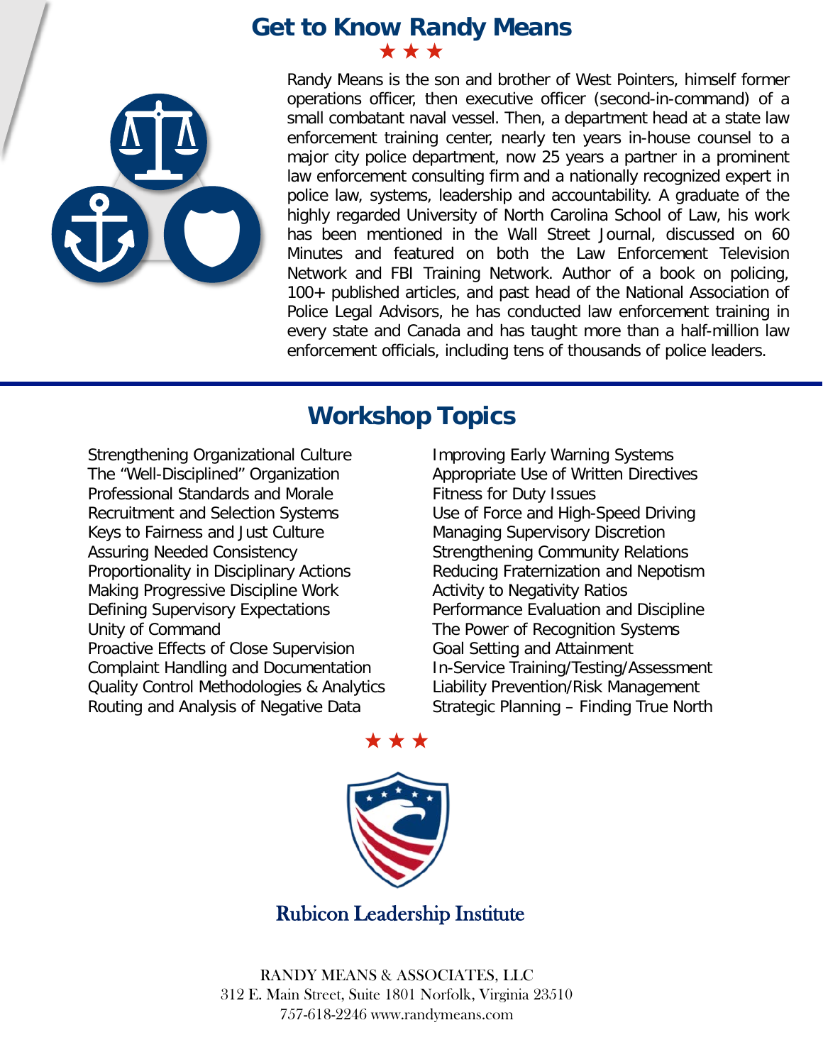# Get to Know Randy Means

★ ★ ★

Randy Means is the son and brother of West Pointers, himself former operations officer, then executive officer (second-in-command) of a small combatant naval vessel. Then, a department head at a state law enforcement training center, nearly ten years in-house counsel to a major city police department, now 25 years a partner in a prominent law enforcement consulting firm and a nationally recognized expert in police law, systems, leadership and accountability. A graduate of the highly regarded University of North Carolina School of Law, his work has been mentioned in the Wall Street Journal, discussed on 60 Minutes and featured on both the Law Enforcement Television Network and FBI Training Network. Author of a book on policing, 100+ published articles, and past head of the National Association of Police Legal Advisors, he has conducted law enforcement training in every state and Canada and has taught more than a half-million law enforcement officials, including tens of thousands of police leaders.

## Workshop Topics

Strengthening Organizational Culture
The "Well-Disciplined" Organization
Professional Standards and Morale
Recruitment and Selection Systems
Keys to Fairness and Just Culture
Assuring Needed Consistency
Proportionality in Disciplinary Actions
Making Progressive Discipline Work
Defining Supervisory Expectations
Unity of Command
Proactive Effects of Close Supervision
Complaint Handling and Documentation
Quality Control Methodologies & Analytics
Routing and Analysis of Negative Data
Improving Early Warning Systems
Appropriate Use of Written Directives
Fitness for Duty Issues
Use of Force and High-Speed Driving
Managing Supervisory Discretion
Strengthening Community Relations
Reducing Fraternization and Nepotism
Activity to Negativity Ratios
Performance Evaluation and Discipline
The Power of Recognition Systems
Goal Setting and Attainment
In-Service Training/Testing/Assessment
Liability Prevention/Risk Management
Strategic Planning – Finding True North

★ ★ ★

Rubicon Leadership Institute

RANDY MEANS & ASSOCIATES, LLC
312 E. Main Street, Suite 1801 Norfolk, Virginia 23510
757-618-2246 www.randymeans.com